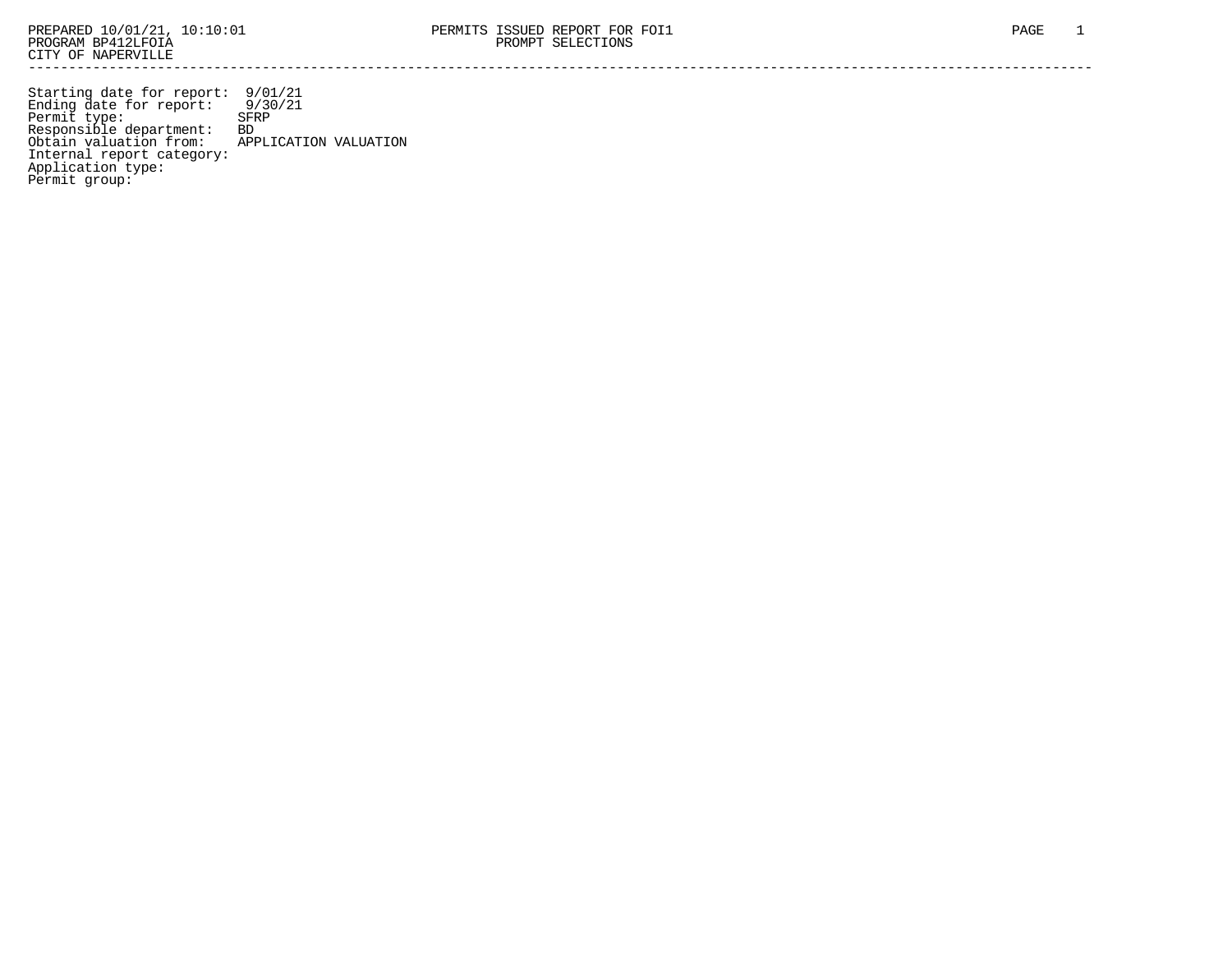PREPARED 10/01/21, 10:10:01 — PERMITS ISSUED REPORT FOR FOI1

PROGRAM BP412LFOIA — PROMPT SELECTIONS

CITY OF NAPERVILLE

---

```
Starting date for report:  9/01/21
Ending date for report:    9/30/21
Permit type:              SFRP
Responsible department:   BD
Obtain valuation from:    APPLICATION VALUATION
Internal report category:
Application type:
Permit group:
```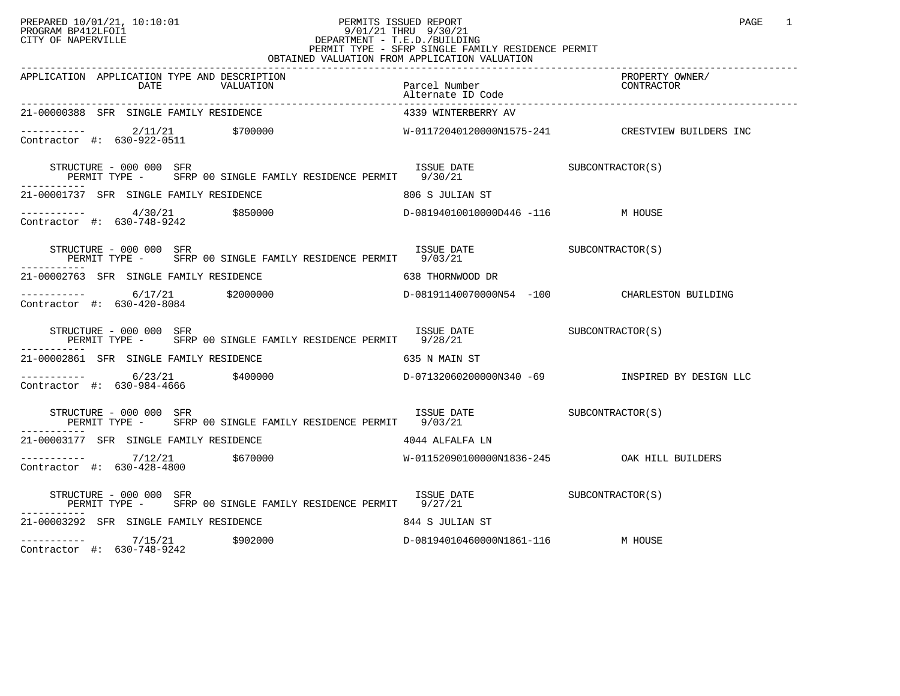PREPARED 10/01/21, 10:10:01
PROGRAM BP412LFOI1
CITY OF NAPERVILLE

PERMITS ISSUED REPORT
9/01/21 THRU 9/30/21
DEPARTMENT - T.E.D./BUILDING
PERMIT TYPE - SFRP SINGLE FAMILY RESIDENCE PERMIT
OBTAINED VALUATION FROM APPLICATION VALUATION

| APPLICATION | APPLICATION TYPE AND DESCRIPTION / DATE | VALUATION | Parcel Number / Alternate ID Code | PROPERTY OWNER/ CONTRACTOR |
|---|---|---|---|---|
| 21-00000388 | SFR SINGLE FAMILY RESIDENCE | | 4339 WINTERBERRY AV | |
| ----------- | 2/11/21 | $700000 | W-01172040120000N1575-241 | CRESTVIEW BUILDERS INC |
| Contractor #: 630-922-0511 | | | | |
| STRUCTURE - 000 000 SFR | PERMIT TYPE - SFRP 00 SINGLE FAMILY RESIDENCE PERMIT | | ISSUE DATE 9/30/21 | SUBCONTRACTOR(S) |
| 21-00001737 | SFR SINGLE FAMILY RESIDENCE | | 806 S JULIAN ST | |
| ----------- | 4/30/21 | $850000 | D-08194010010000D446 -116 | M HOUSE |
| Contractor #: 630-748-9242 | | | | |
| STRUCTURE - 000 000 SFR | PERMIT TYPE - SFRP 00 SINGLE FAMILY RESIDENCE PERMIT | | ISSUE DATE 9/03/21 | SUBCONTRACTOR(S) |
| 21-00002763 | SFR SINGLE FAMILY RESIDENCE | | 638 THORNWOOD DR | |
| ----------- | 6/17/21 | $2000000 | D-08191140070000N54 -100 | CHARLESTON BUILDING |
| Contractor #: 630-420-8084 | | | | |
| STRUCTURE - 000 000 SFR | PERMIT TYPE - SFRP 00 SINGLE FAMILY RESIDENCE PERMIT | | ISSUE DATE 9/28/21 | SUBCONTRACTOR(S) |
| 21-00002861 | SFR SINGLE FAMILY RESIDENCE | | 635 N MAIN ST | |
| ----------- | 6/23/21 | $400000 | D-07132060200000N340 -69 | INSPIRED BY DESIGN LLC |
| Contractor #: 630-984-4666 | | | | |
| STRUCTURE - 000 000 SFR | PERMIT TYPE - SFRP 00 SINGLE FAMILY RESIDENCE PERMIT | | ISSUE DATE 9/03/21 | SUBCONTRACTOR(S) |
| 21-00003177 | SFR SINGLE FAMILY RESIDENCE | | 4044 ALFALFA LN | |
| ----------- | 7/12/21 | $670000 | W-01152090100000N1836-245 | OAK HILL BUILDERS |
| Contractor #: 630-428-4800 | | | | |
| STRUCTURE - 000 000 SFR | PERMIT TYPE - SFRP 00 SINGLE FAMILY RESIDENCE PERMIT | | ISSUE DATE 9/27/21 | SUBCONTRACTOR(S) |
| 21-00003292 | SFR SINGLE FAMILY RESIDENCE | | 844 S JULIAN ST | |
| ----------- | 7/15/21 | $902000 | D-08194010460000N1861-116 | M HOUSE |
| Contractor #: 630-748-9242 | | | | |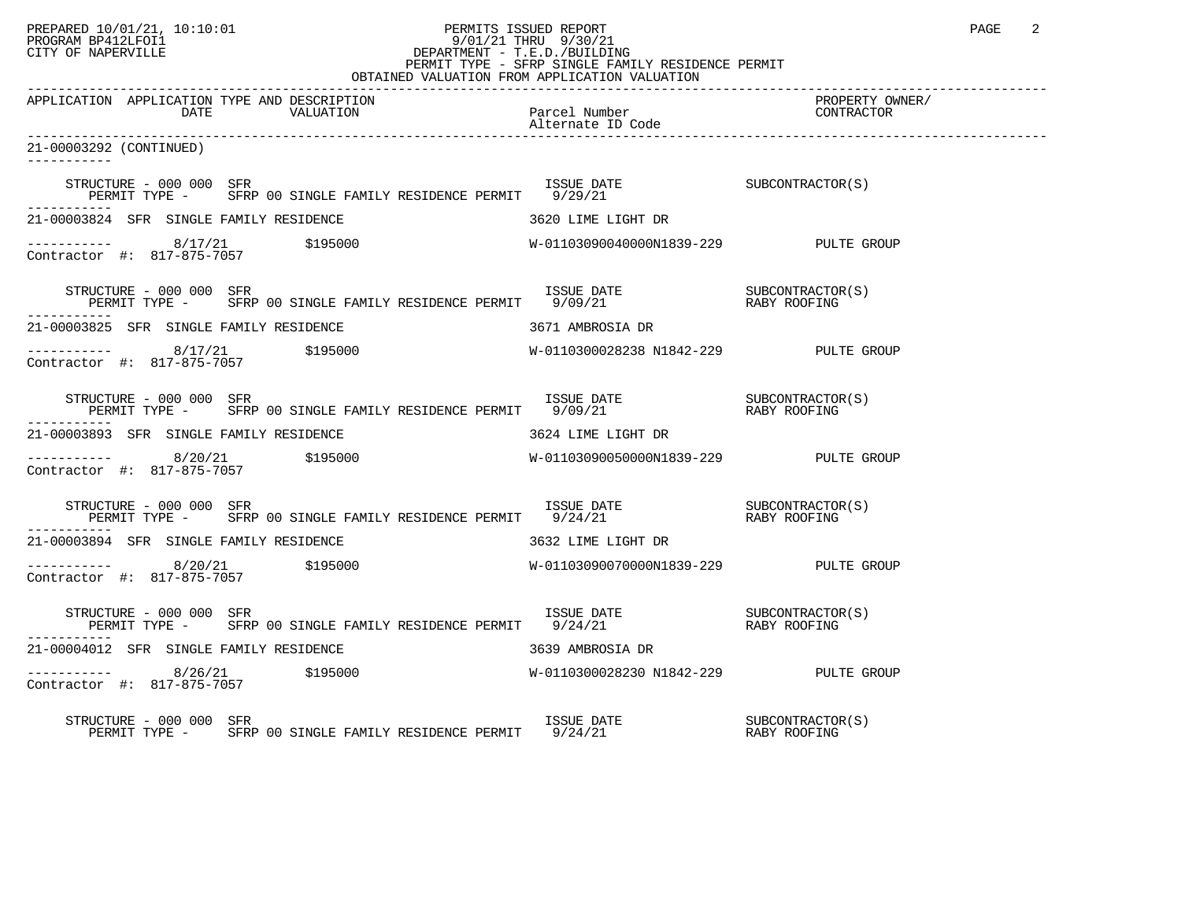PREPARED 10/01/21, 10:10:01 PERMITS ISSUED REPORT
PROGRAM BP412LFOI1 9/01/21 THRU 9/30/21
CITY OF NAPERVILLE DEPARTMENT - T.E.D./BUILDING
PERMIT TYPE - SFRP SINGLE FAMILY RESIDENCE PERMIT
OBTAINED VALUATION FROM APPLICATION VALUATION

| APPLICATION | APPLICATION TYPE AND DESCRIPTION DATE | VALUATION | Parcel Number Alternate ID Code | PROPERTY OWNER/ CONTRACTOR |
|---|---|---|---|---|

21-00003292 (CONTINUED)

STRUCTURE - 000 000 SFR — ISSUE DATE — SUBCONTRACTOR(S)
PERMIT TYPE - SFRP 00 SINGLE FAMILY RESIDENCE PERMIT 9/29/21

---

21-00003824 SFR SINGLE FAMILY RESIDENCE — 3620 LIME LIGHT DR
8/17/21 — $195000 — W-01103090040000N1839-229 — PULTE GROUP
Contractor #: 817-875-7057

STRUCTURE - 000 000 SFR — ISSUE DATE — SUBCONTRACTOR(S)
PERMIT TYPE - SFRP 00 SINGLE FAMILY RESIDENCE PERMIT 9/09/21 — RABY ROOFING

---

21-00003825 SFR SINGLE FAMILY RESIDENCE — 3671 AMBROSIA DR
8/17/21 — $195000 — W-0110300028238 N1842-229 — PULTE GROUP
Contractor #: 817-875-7057

STRUCTURE - 000 000 SFR — ISSUE DATE — SUBCONTRACTOR(S)
PERMIT TYPE - SFRP 00 SINGLE FAMILY RESIDENCE PERMIT 9/09/21 — RABY ROOFING

---

21-00003893 SFR SINGLE FAMILY RESIDENCE — 3624 LIME LIGHT DR
8/20/21 — $195000 — W-01103090050000N1839-229 — PULTE GROUP
Contractor #: 817-875-7057

STRUCTURE - 000 000 SFR — ISSUE DATE — SUBCONTRACTOR(S)
PERMIT TYPE - SFRP 00 SINGLE FAMILY RESIDENCE PERMIT 9/24/21 — RABY ROOFING

---

21-00003894 SFR SINGLE FAMILY RESIDENCE — 3632 LIME LIGHT DR
8/20/21 — $195000 — W-01103090070000N1839-229 — PULTE GROUP
Contractor #: 817-875-7057

STRUCTURE - 000 000 SFR — ISSUE DATE — SUBCONTRACTOR(S)
PERMIT TYPE - SFRP 00 SINGLE FAMILY RESIDENCE PERMIT 9/24/21 — RABY ROOFING

---

21-00004012 SFR SINGLE FAMILY RESIDENCE — 3639 AMBROSIA DR
8/26/21 — $195000 — W-0110300028230 N1842-229 — PULTE GROUP
Contractor #: 817-875-7057

STRUCTURE - 000 000 SFR — ISSUE DATE — SUBCONTRACTOR(S)
PERMIT TYPE - SFRP 00 SINGLE FAMILY RESIDENCE PERMIT 9/24/21 — RABY ROOFING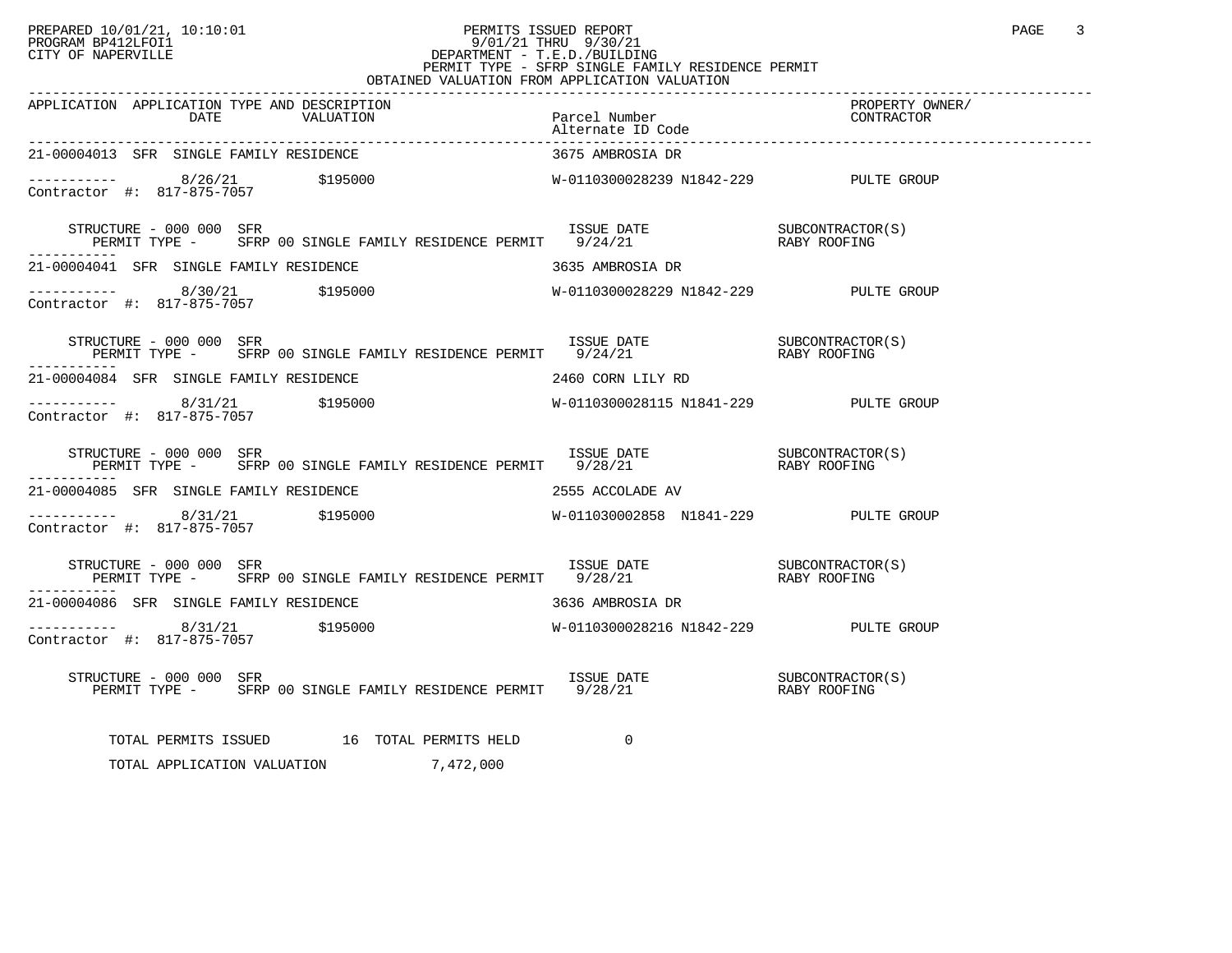PREPARED 10/01/21, 10:10:01
PROGRAM BP412LFOI1
CITY OF NAPERVILLE

# PERMITS ISSUED REPORT

9/01/21 THRU 9/30/21
DEPARTMENT - T.E.D./BUILDING
PERMIT TYPE - SFRP SINGLE FAMILY RESIDENCE PERMIT
OBTAINED VALUATION FROM APPLICATION VALUATION

| APPLICATION | APPLICATION TYPE AND DESCRIPTION / DATE | VALUATION | Parcel Number / Alternate ID Code | PROPERTY OWNER/ CONTRACTOR |
|---|---|---|---|---|
| 21-00004013 | SFR SINGLE FAMILY RESIDENCE | | 3675 AMBROSIA DR | |
| ----------- | 8/26/21 | $195000 | W-0110300028239 N1842-229 | PULTE GROUP |
| Contractor #: 817-875-7057 | | | | |
| STRUCTURE - 000 000 SFR | PERMIT TYPE - SFRP 00 SINGLE FAMILY RESIDENCE PERMIT | | ISSUE DATE 9/24/21 | SUBCONTRACTOR(S) RABY ROOFING |
| 21-00004041 | SFR SINGLE FAMILY RESIDENCE | | 3635 AMBROSIA DR | |
| ----------- | 8/30/21 | $195000 | W-0110300028229 N1842-229 | PULTE GROUP |
| Contractor #: 817-875-7057 | | | | |
| STRUCTURE - 000 000 SFR | PERMIT TYPE - SFRP 00 SINGLE FAMILY RESIDENCE PERMIT | | ISSUE DATE 9/24/21 | SUBCONTRACTOR(S) RABY ROOFING |
| 21-00004084 | SFR SINGLE FAMILY RESIDENCE | | 2460 CORN LILY RD | |
| ----------- | 8/31/21 | $195000 | W-0110300028115 N1841-229 | PULTE GROUP |
| Contractor #: 817-875-7057 | | | | |
| STRUCTURE - 000 000 SFR | PERMIT TYPE - SFRP 00 SINGLE FAMILY RESIDENCE PERMIT | | ISSUE DATE 9/28/21 | SUBCONTRACTOR(S) RABY ROOFING |
| 21-00004085 | SFR SINGLE FAMILY RESIDENCE | | 2555 ACCOLADE AV | |
| ----------- | 8/31/21 | $195000 | W-011030002858 N1841-229 | PULTE GROUP |
| Contractor #: 817-875-7057 | | | | |
| STRUCTURE - 000 000 SFR | PERMIT TYPE - SFRP 00 SINGLE FAMILY RESIDENCE PERMIT | | ISSUE DATE 9/28/21 | SUBCONTRACTOR(S) RABY ROOFING |
| 21-00004086 | SFR SINGLE FAMILY RESIDENCE | | 3636 AMBROSIA DR | |
| ----------- | 8/31/21 | $195000 | W-0110300028216 N1842-229 | PULTE GROUP |
| Contractor #: 817-875-7057 | | | | |
| STRUCTURE - 000 000 SFR | PERMIT TYPE - SFRP 00 SINGLE FAMILY RESIDENCE PERMIT | | ISSUE DATE 9/28/21 | SUBCONTRACTOR(S) RABY ROOFING |

TOTAL PERMITS ISSUED 16 TOTAL PERMITS HELD 0

TOTAL APPLICATION VALUATION 7,472,000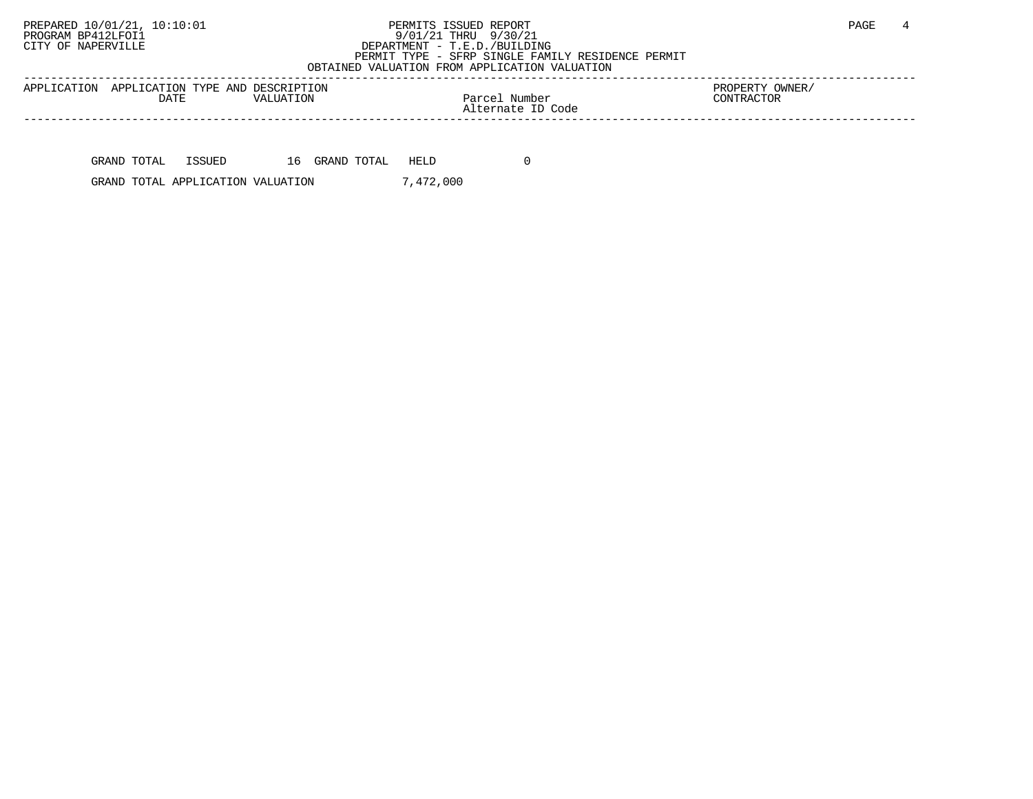PREPARED 10/01/21, 10:10:01
PROGRAM BP412LFOI1
CITY OF NAPERVILLE

PERMITS ISSUED REPORT
9/01/21 THRU 9/30/21
DEPARTMENT - T.E.D./BUILDING
PERMIT TYPE - SFRP SINGLE FAMILY RESIDENCE PERMIT
OBTAINED VALUATION FROM APPLICATION VALUATION

| APPLICATION | APPLICATION TYPE AND DESCRIPTION DATE | VALUATION | Parcel Number Alternate ID Code | PROPERTY OWNER/ CONTRACTOR |
|---|---|---|---|---|

GRAND TOTAL ISSUED 16 GRAND TOTAL HELD 0

GRAND TOTAL APPLICATION VALUATION 7,472,000